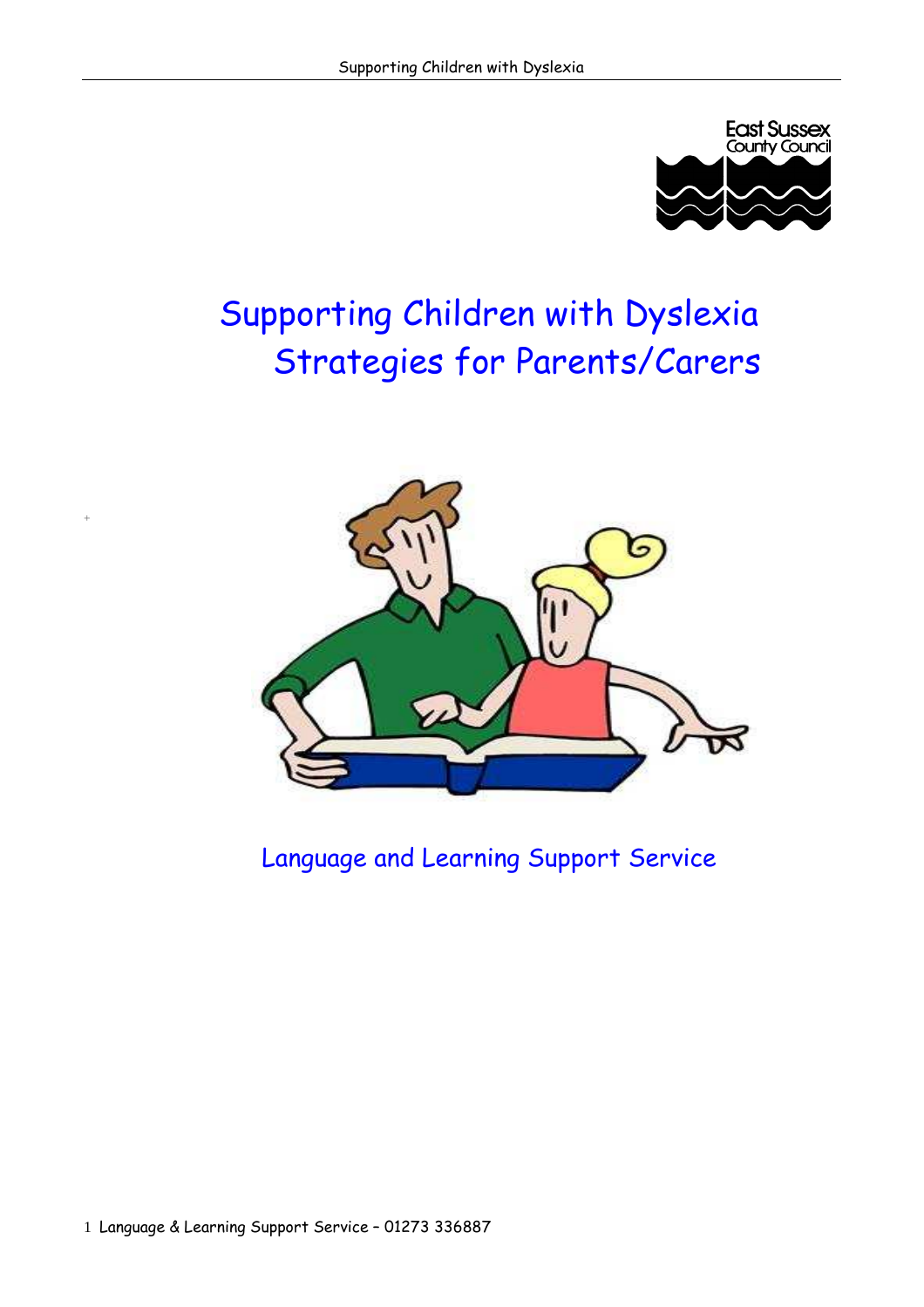East Sussex County Council

# Supporting Children with Dyslexia
# Strategies for Parents/Carers

Language and Learning Support Service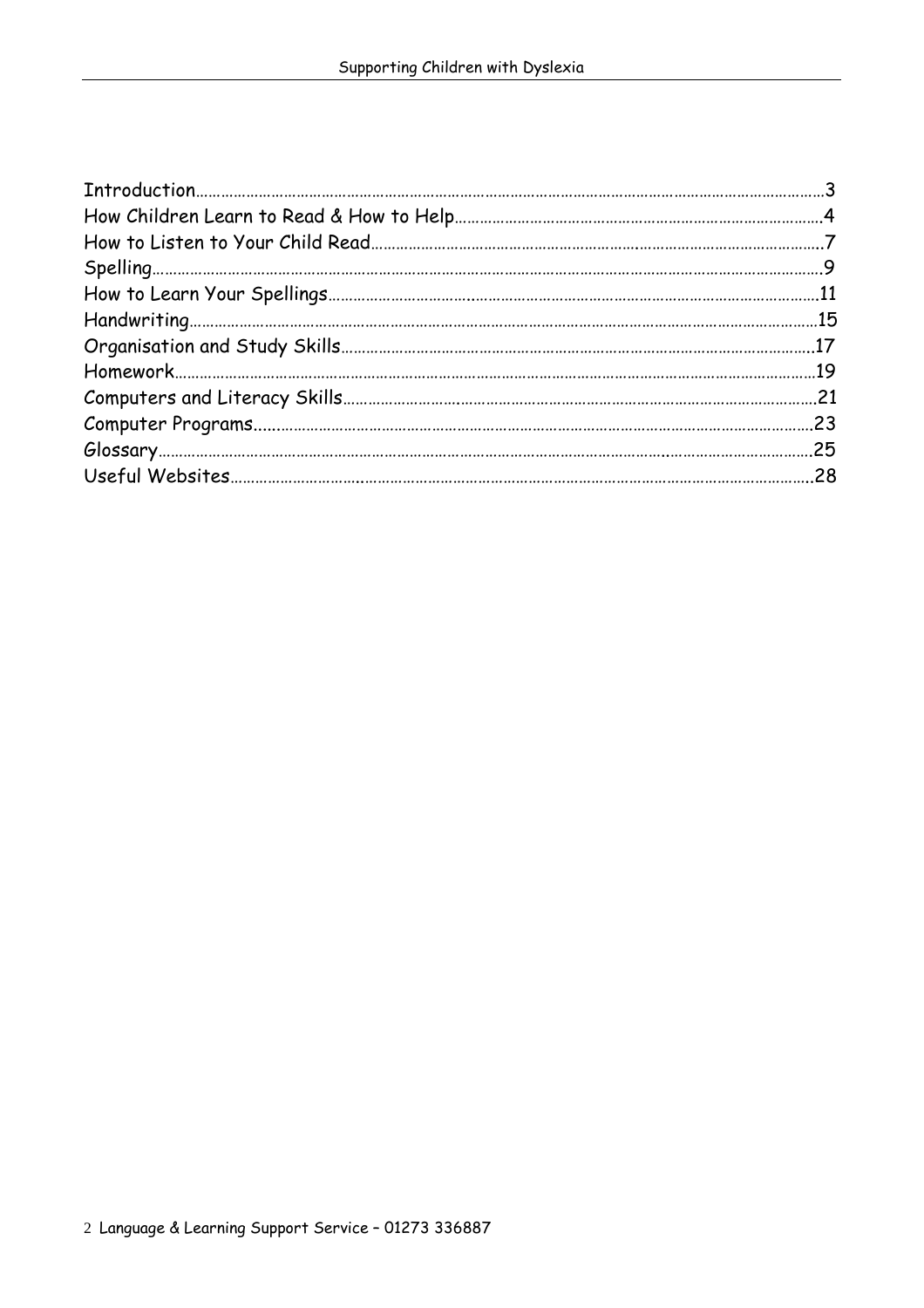Introduction……………………………………………………………………………………3
How Children Learn to Read & How to Help……………………………………………4
How to Listen to Your Child Read…………………………………………………………7
Spelling……………………………………………………………………………………………9
How to Learn Your Spellings………………………………………………………………11
Handwriting……………………………………………………………………………………15
Organisation and Study Skills……………………………………………………………17
Homework………………………………………………………………………………………19
Computers and Literacy Skills……………………………………………………………21
Computer Programs…………………………………………………………………………23
Glossary…………………………………………………………………………………………25
Useful Websites………………………………………………………………………………28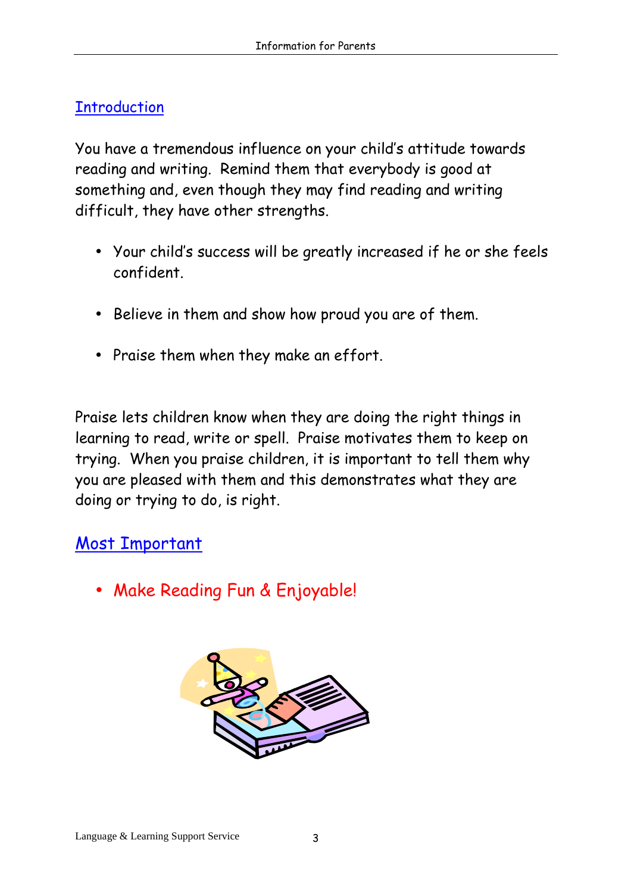## Introduction

You have a tremendous influence on your child's attitude towards reading and writing. Remind them that everybody is good at something and, even though they may find reading and writing difficult, they have other strengths.

- Your child's success will be greatly increased if he or she feels confident.
- Believe in them and show how proud you are of them.
- Praise them when they make an effort.

Praise lets children know when they are doing the right things in learning to read, write or spell. Praise motivates them to keep on trying. When you praise children, it is important to tell them why you are pleased with them and this demonstrates what they are doing or trying to do, is right.

## Most Important

- Make Reading Fun & Enjoyable!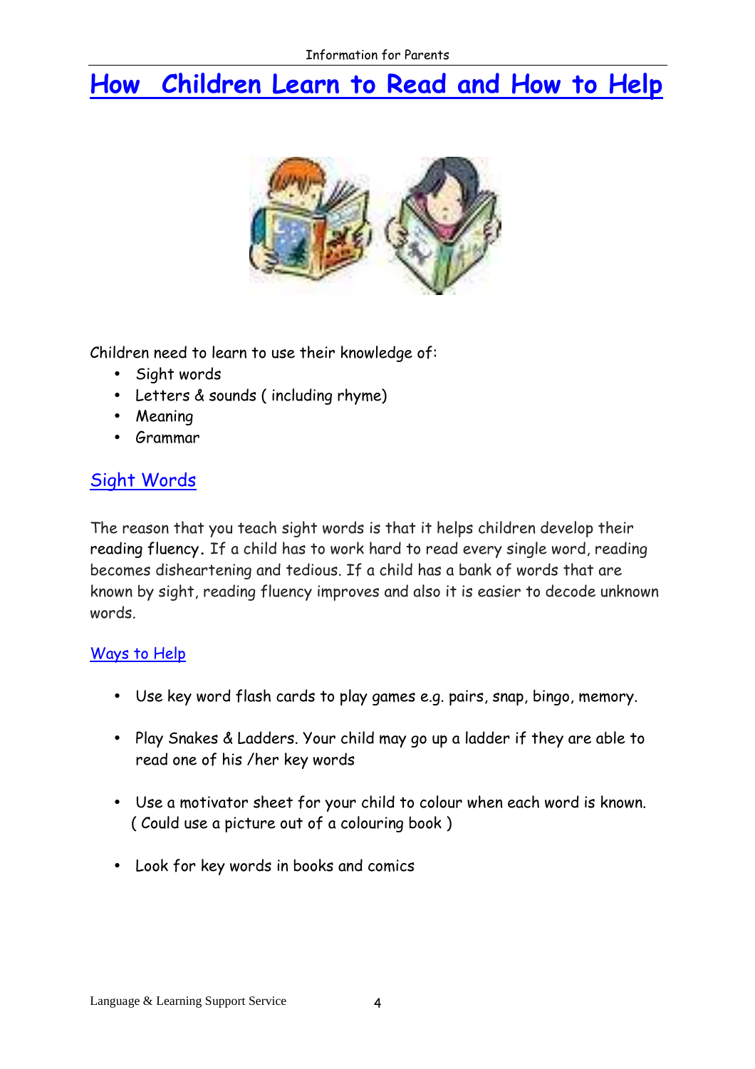# How  Children Learn to Read and How to Help

Children need to learn to use their knowledge of:

- Sight words
- Letters & sounds ( including rhyme)
- Meaning
- Grammar

## Sight Words

The reason that you teach sight words is that it helps children develop their reading fluency. If a child has to work hard to read every single word, reading becomes disheartening and tedious. If a child has a bank of words that are known by sight, reading fluency improves and also it is easier to decode unknown words.

### Ways to Help

- Use key word flash cards to play games e.g. pairs, snap, bingo, memory.
- Play Snakes & Ladders. Your child may go up a ladder if they are able to read one of his /her key words
- Use a motivator sheet for your child to colour when each word is known. ( Could use a picture out of a colouring book )
- Look for key words in books and comics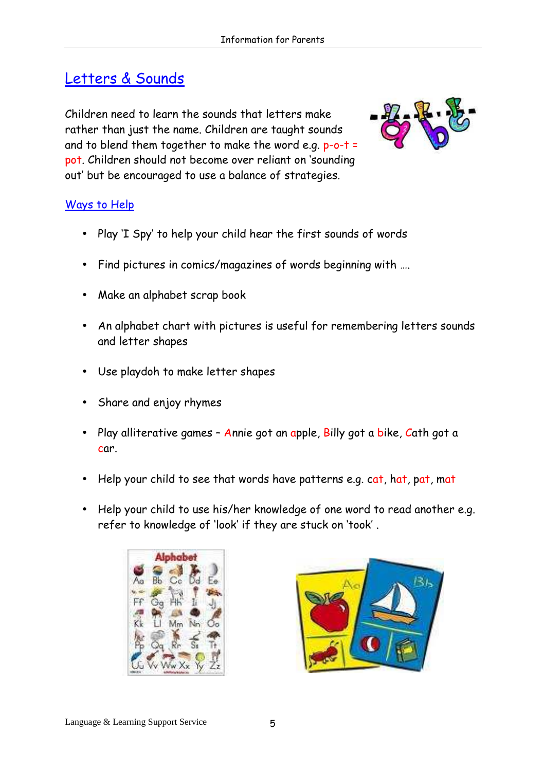## Letters & Sounds

Children need to learn the sounds that letters make rather than just the name. Children are taught sounds and to blend them together to make the word e.g. p-o-t = pot. Children should not become over reliant on 'sounding out' but be encouraged to use a balance of strategies.

### Ways to Help

- Play 'I Spy' to help your child hear the first sounds of words
- Find pictures in comics/magazines of words beginning with ….
- Make an alphabet scrap book
- An alphabet chart with pictures is useful for remembering letters sounds and letter shapes
- Use playdoh to make letter shapes
- Share and enjoy rhymes
- Play alliterative games – Annie got an apple, Billy got a bike, Cath got a car.
- Help your child to see that words have patterns e.g. cat, hat, pat, mat
- Help your child to use his/her knowledge of one word to read another e.g. refer to knowledge of 'look' if they are stuck on 'took' .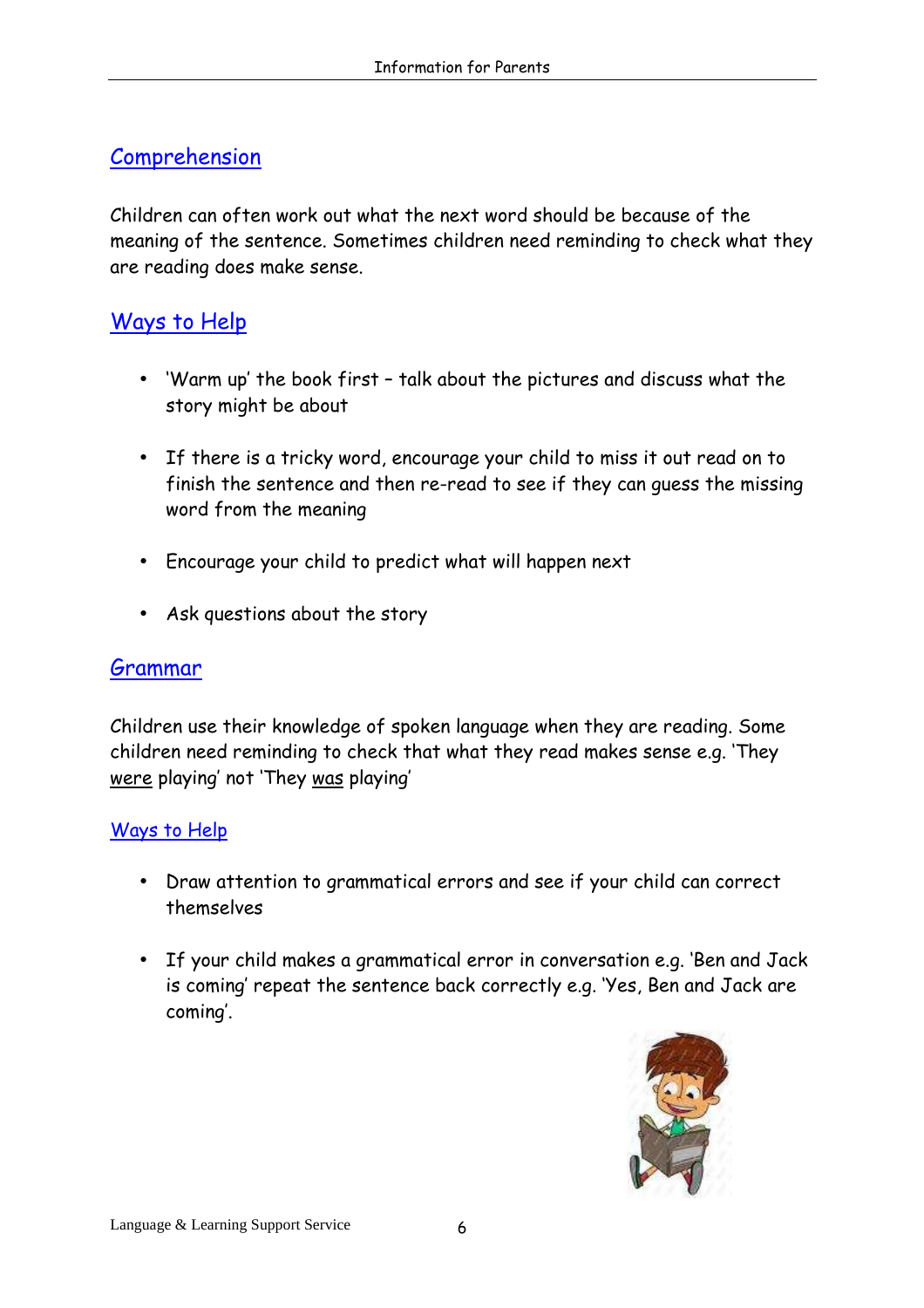## Comprehension

Children can often work out what the next word should be because of the meaning of the sentence. Sometimes children need reminding to check what they are reading does make sense.

### Ways to Help

- 'Warm up' the book first – talk about the pictures and discuss what the story might be about
- If there is a tricky word, encourage your child to miss it out read on to finish the sentence and then re-read to see if they can guess the missing word from the meaning
- Encourage your child to predict what will happen next
- Ask questions about the story

## Grammar

Children use their knowledge of spoken language when they are reading. Some children need reminding to check that what they read makes sense e.g. 'They were playing' not 'They was playing'

### Ways to Help

- Draw attention to grammatical errors and see if your child can correct themselves
- If your child makes a grammatical error in conversation e.g. 'Ben and Jack is coming' repeat the sentence back correctly e.g. 'Yes, Ben and Jack are coming'.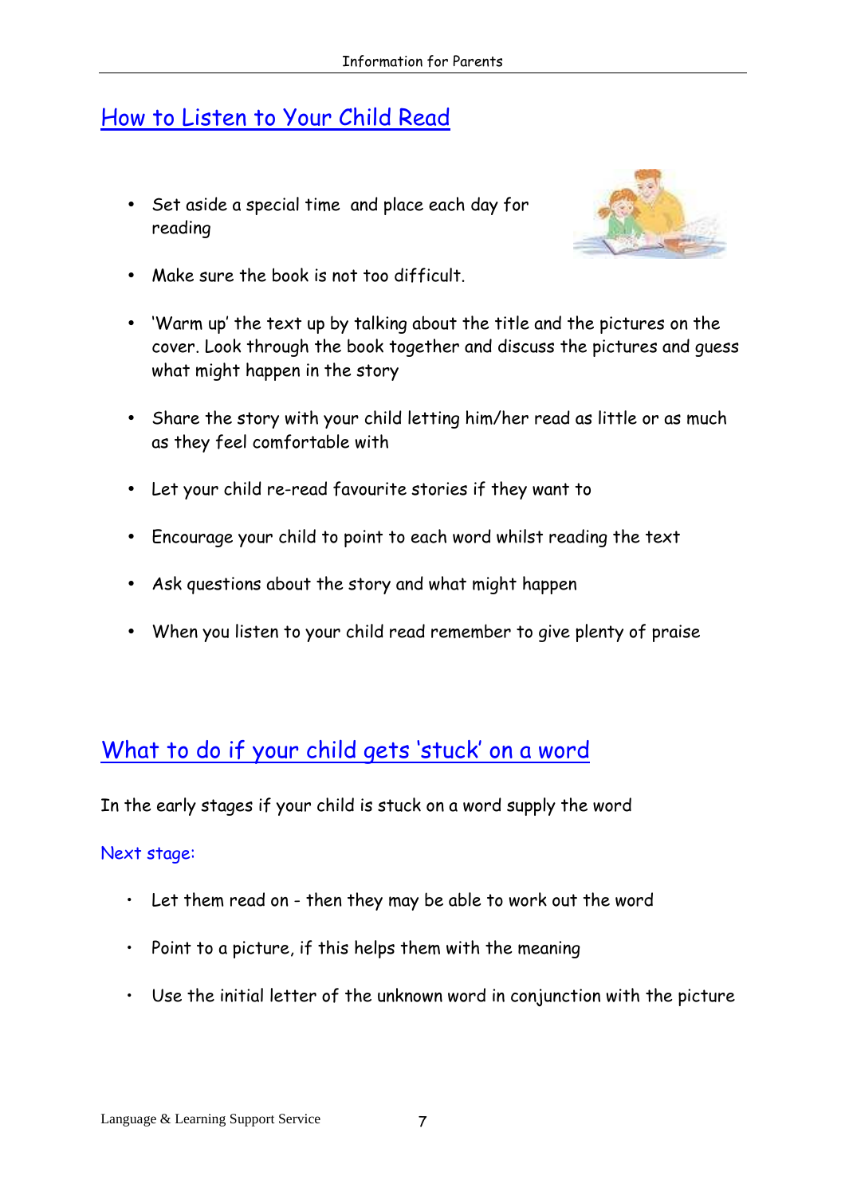## How to Listen to Your Child Read

- Set aside a special time and place each day for reading
- Make sure the book is not too difficult.
- 'Warm up' the text up by talking about the title and the pictures on the cover. Look through the book together and discuss the pictures and guess what might happen in the story
- Share the story with your child letting him/her read as little or as much as they feel comfortable with
- Let your child re-read favourite stories if they want to
- Encourage your child to point to each word whilst reading the text
- Ask questions about the story and what might happen
- When you listen to your child read remember to give plenty of praise

## What to do if your child gets 'stuck' on a word

In the early stages if your child is stuck on a word supply the word

Next stage:

- Let them read on - then they may be able to work out the word
- Point to a picture, if this helps them with the meaning
- Use the initial letter of the unknown word in conjunction with the picture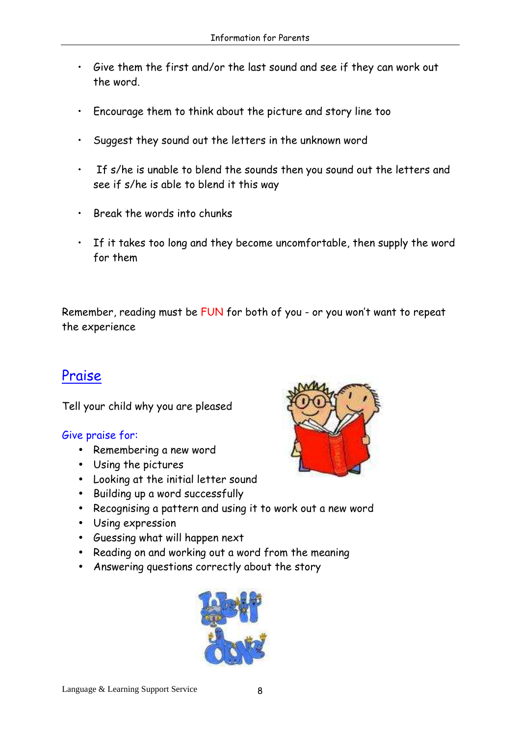- Give them the first and/or the last sound and see if they can work out the word.
- Encourage them to think about the picture and story line too
- Suggest they sound out the letters in the unknown word
- If s/he is unable to blend the sounds then you sound out the letters and see if s/he is able to blend it this way
- Break the words into chunks
- If it takes too long and they become uncomfortable, then supply the word for them

Remember, reading must be FUN for both of you - or you won't want to repeat the experience

## Praise

Tell your child why you are pleased

Give praise for:

- Remembering a new word
- Using the pictures
- Looking at the initial letter sound
- Building up a word successfully
- Recognising a pattern and using it to work out a new word
- Using expression
- Guessing what will happen next
- Reading on and working out a word from the meaning
- Answering questions correctly about the story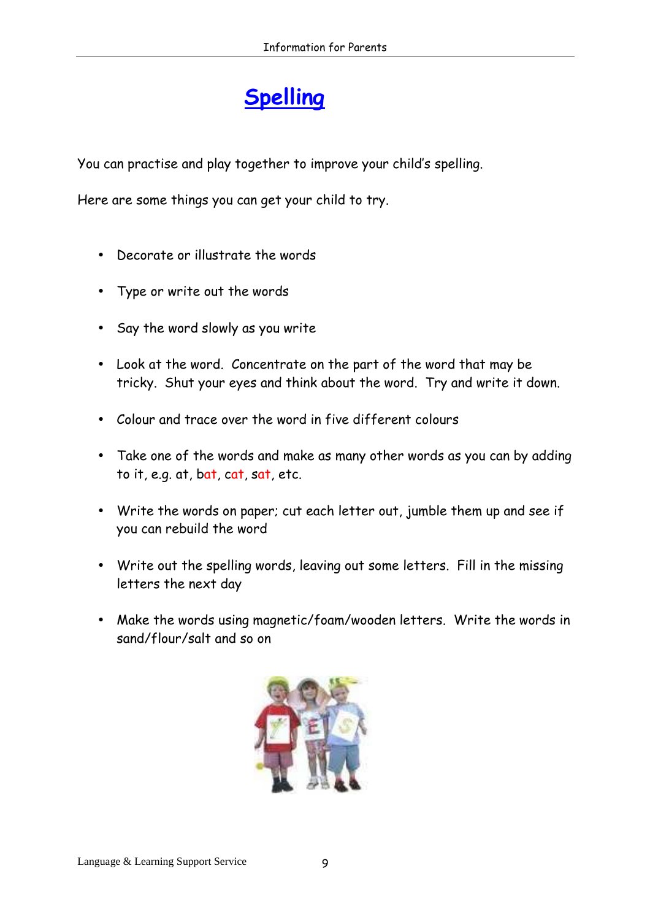# Spelling

You can practise and play together to improve your child's spelling.

Here are some things you can get your child to try.

- Decorate or illustrate the words
- Type or write out the words
- Say the word slowly as you write
- Look at the word. Concentrate on the part of the word that may be tricky. Shut your eyes and think about the word. Try and write it down.
- Colour and trace over the word in five different colours
- Take one of the words and make as many other words as you can by adding to it, e.g. at, bat, cat, sat, etc.
- Write the words on paper; cut each letter out, jumble them up and see if you can rebuild the word
- Write out the spelling words, leaving out some letters. Fill in the missing letters the next day
- Make the words using magnetic/foam/wooden letters. Write the words in sand/flour/salt and so on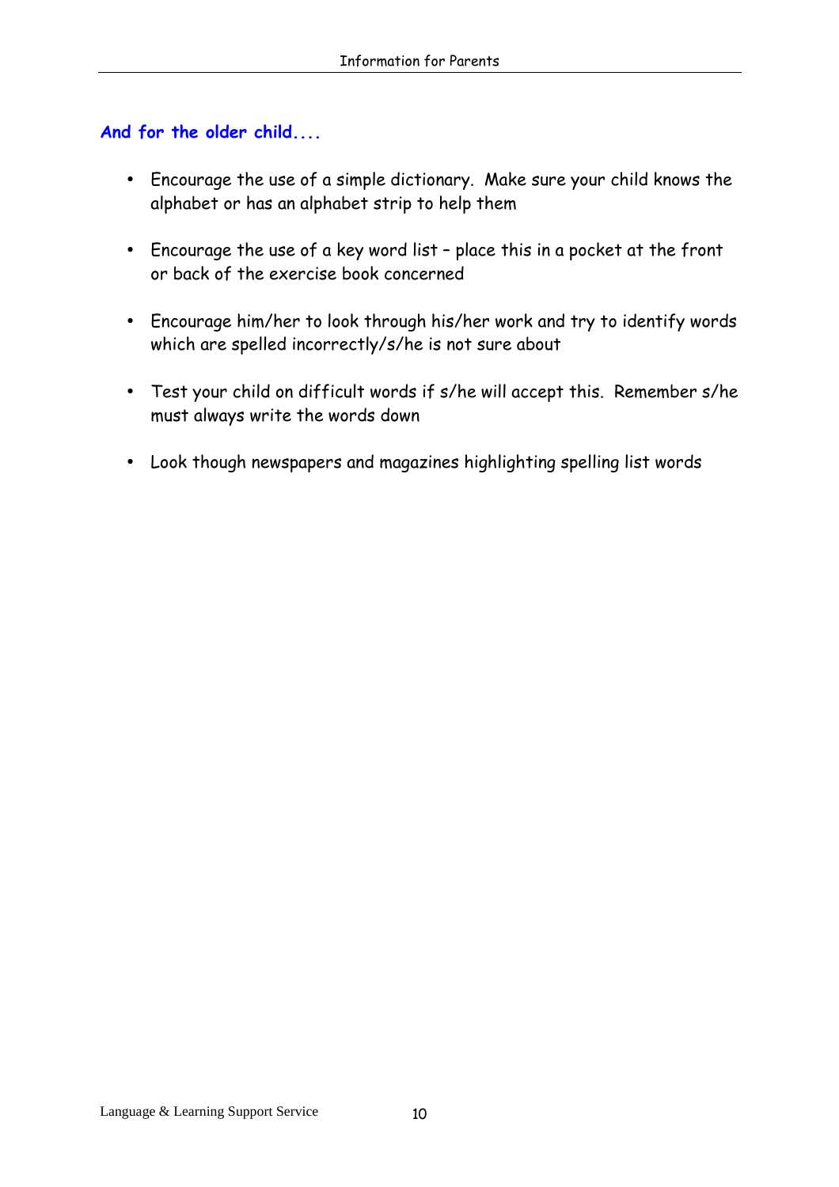### And for the older child....

- Encourage the use of a simple dictionary. Make sure your child knows the alphabet or has an alphabet strip to help them
- Encourage the use of a key word list – place this in a pocket at the front or back of the exercise book concerned
- Encourage him/her to look through his/her work and try to identify words which are spelled incorrectly/s/he is not sure about
- Test your child on difficult words if s/he will accept this. Remember s/he must always write the words down
- Look though newspapers and magazines highlighting spelling list words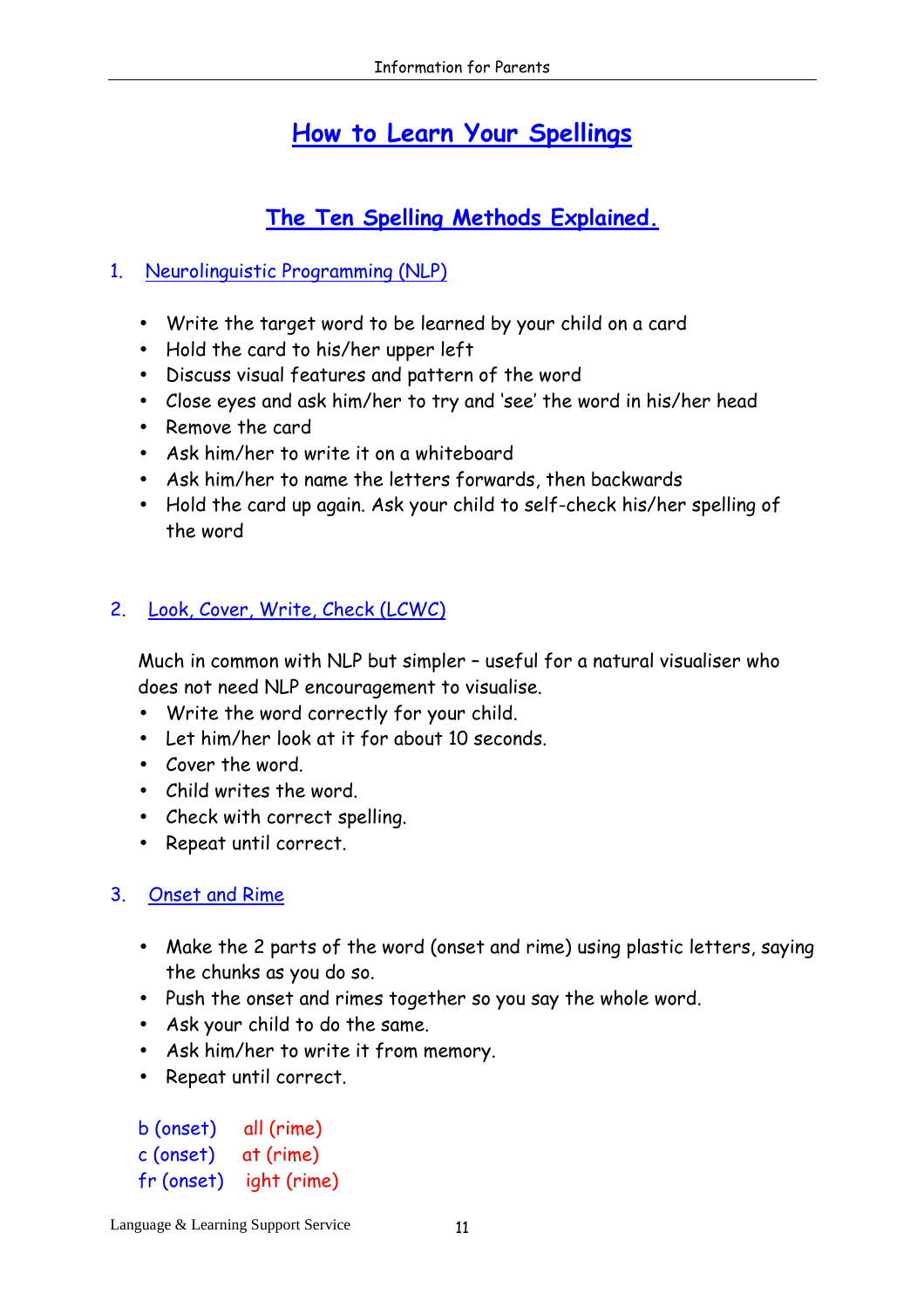# How to Learn Your Spellings

## The Ten Spelling Methods Explained.

### 1. Neurolinguistic Programming (NLP)

- Write the target word to be learned by your child on a card
- Hold the card to his/her upper left
- Discuss visual features and pattern of the word
- Close eyes and ask him/her to try and 'see' the word in his/her head
- Remove the card
- Ask him/her to write it on a whiteboard
- Ask him/her to name the letters forwards, then backwards
- Hold the card up again. Ask your child to self-check his/her spelling of the word

### 2. Look, Cover, Write, Check (LCWC)

Much in common with NLP but simpler – useful for a natural visualiser who does not need NLP encouragement to visualise.

- Write the word correctly for your child.
- Let him/her look at it for about 10 seconds.
- Cover the word.
- Child writes the word.
- Check with correct spelling.
- Repeat until correct.

### 3. Onset and Rime

- Make the 2 parts of the word (onset and rime) using plastic letters, saying the chunks as you do so.
- Push the onset and rimes together so you say the whole word.
- Ask your child to do the same.
- Ask him/her to write it from memory.
- Repeat until correct.

b (onset) all (rime)
c (onset) at (rime)
fr (onset) ight (rime)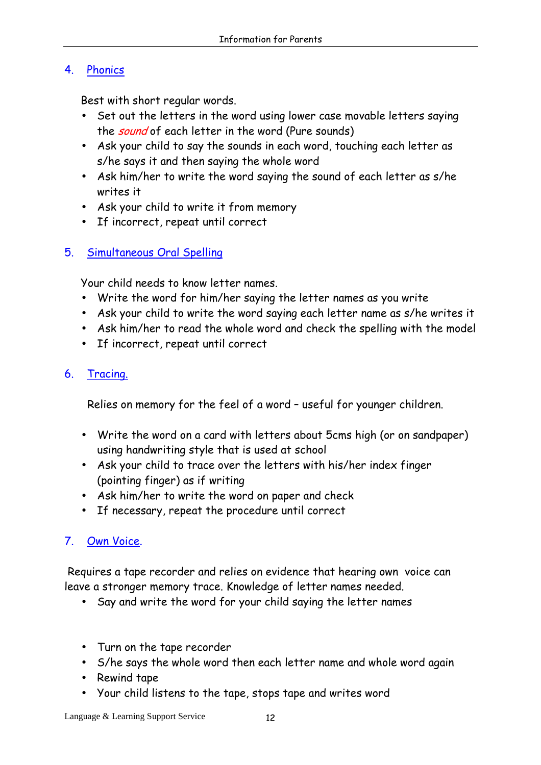## 4. Phonics

Best with short regular words.

- Set out the letters in the word using lower case movable letters saying the *sound* of each letter in the word (Pure sounds)
- Ask your child to say the sounds in each word, touching each letter as s/he says it and then saying the whole word
- Ask him/her to write the word saying the sound of each letter as s/he writes it
- Ask your child to write it from memory
- If incorrect, repeat until correct

## 5. Simultaneous Oral Spelling

Your child needs to know letter names.

- Write the word for him/her saying the letter names as you write
- Ask your child to write the word saying each letter name as s/he writes it
- Ask him/her to read the whole word and check the spelling with the model
- If incorrect, repeat until correct

## 6. Tracing.

Relies on memory for the feel of a word – useful for younger children.

- Write the word on a card with letters about 5cms high (or on sandpaper) using handwriting style that is used at school
- Ask your child to trace over the letters with his/her index finger (pointing finger) as if writing
- Ask him/her to write the word on paper and check
- If necessary, repeat the procedure until correct

## 7. Own Voice.

Requires a tape recorder and relies on evidence that hearing own voice can leave a stronger memory trace. Knowledge of letter names needed.

- Say and write the word for your child saying the letter names

- Turn on the tape recorder
- S/he says the whole word then each letter name and whole word again
- Rewind tape
- Your child listens to the tape, stops tape and writes word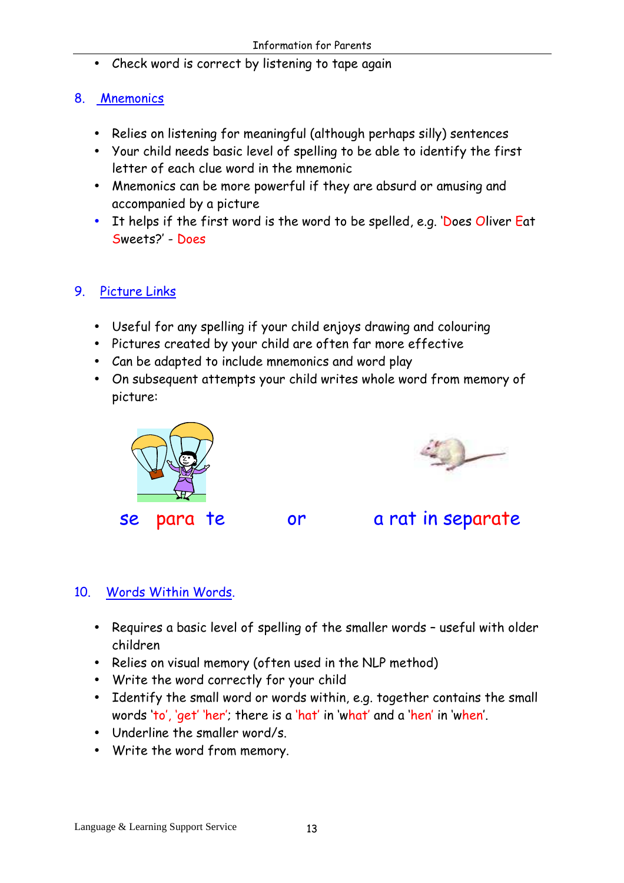- Check word is correct by listening to tape again

## 8. Mnemonics

- Relies on listening for meaningful (although perhaps silly) sentences
- Your child needs basic level of spelling to be able to identify the first letter of each clue word in the mnemonic
- Mnemonics can be more powerful if they are absurd or amusing and accompanied by a picture
- It helps if the first word is the word to be spelled, e.g. 'Does Oliver Eat Sweets?' - Does

## 9. Picture Links

- Useful for any spelling if your child enjoys drawing and colouring
- Pictures created by your child are often far more effective
- Can be adapted to include mnemonics and word play
- On subsequent attempts your child writes whole word from memory of picture:

se para te        or        a rat in separate

## 10. Words Within Words.

- Requires a basic level of spelling of the smaller words – useful with older children
- Relies on visual memory (often used in the NLP method)
- Write the word correctly for your child
- Identify the small word or words within, e.g. together contains the small words 'to', 'get' 'her'; there is a 'hat' in 'what' and a 'hen' in 'when'.
- Underline the smaller word/s.
- Write the word from memory.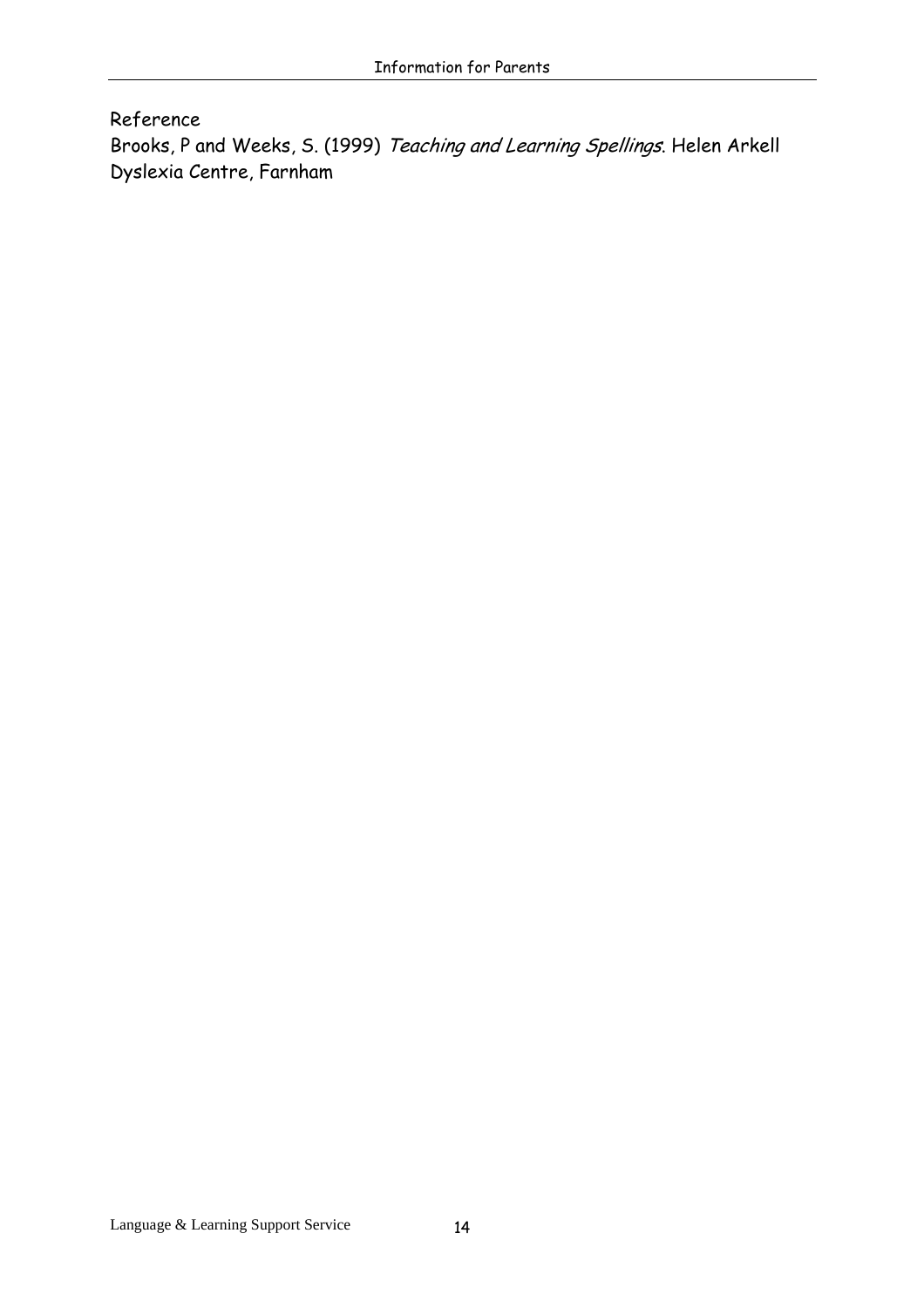Reference

Brooks, P and Weeks, S. (1999) *Teaching and Learning Spellings*. Helen Arkell Dyslexia Centre, Farnham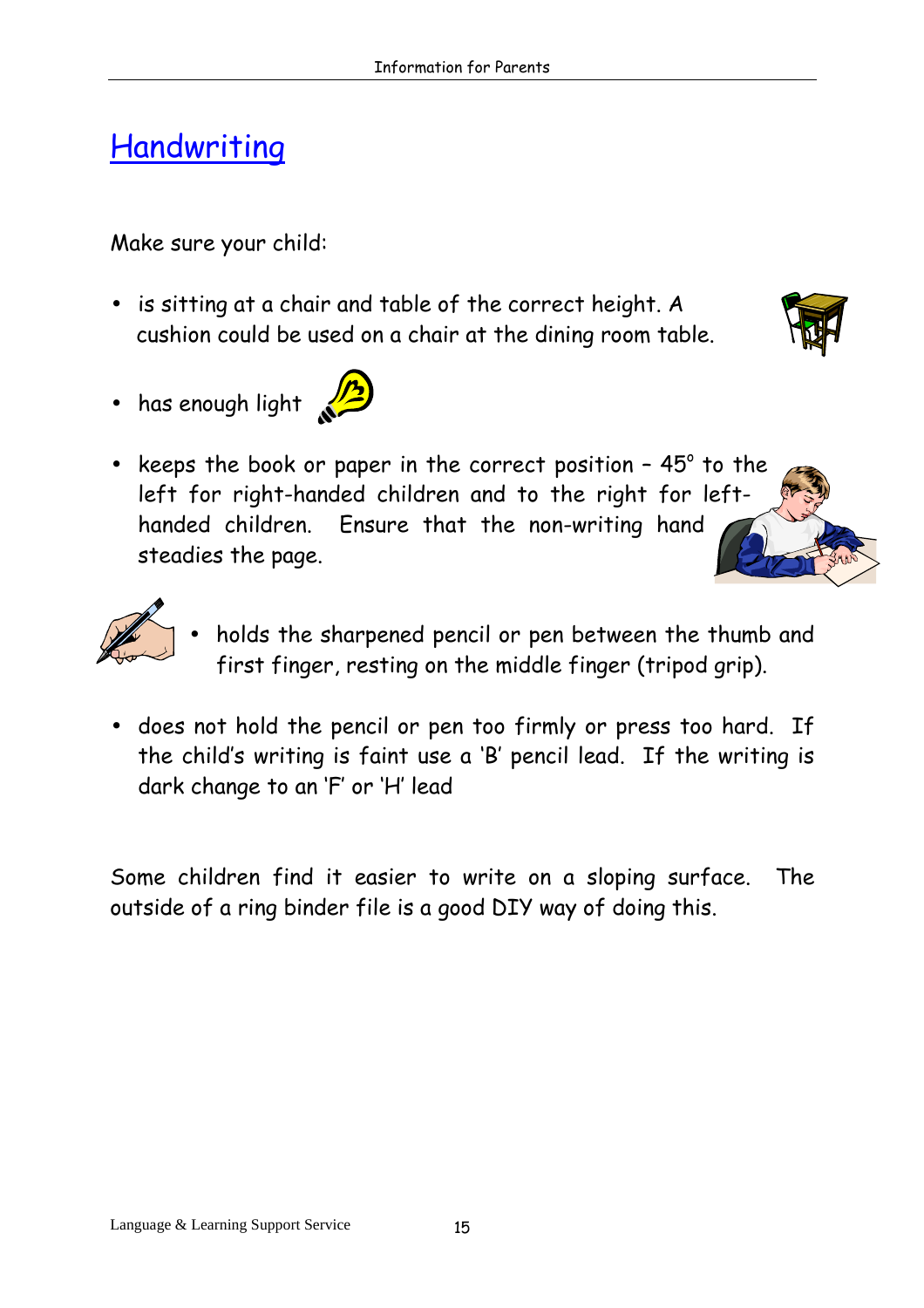# Handwriting

Make sure your child:

- is sitting at a chair and table of the correct height. A cushion could be used on a chair at the dining room table.
- has enough light
- keeps the book or paper in the correct position – 45° to the left for right-handed children and to the right for left-handed children. Ensure that the non-writing hand steadies the page.
- holds the sharpened pencil or pen between the thumb and first finger, resting on the middle finger (tripod grip).
- does not hold the pencil or pen too firmly or press too hard. If the child's writing is faint use a 'B' pencil lead. If the writing is dark change to an 'F' or 'H' lead

Some children find it easier to write on a sloping surface. The outside of a ring binder file is a good DIY way of doing this.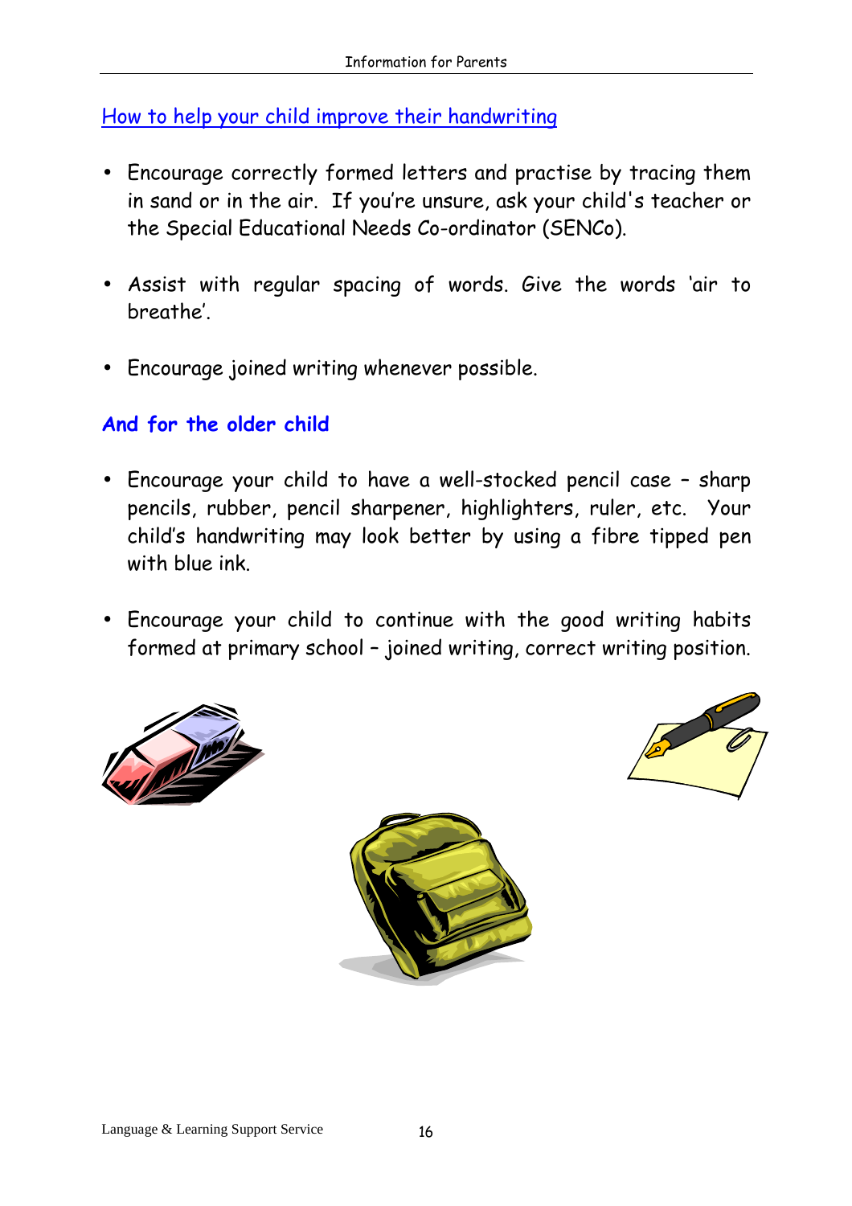## How to help your child improve their handwriting

- Encourage correctly formed letters and practise by tracing them in sand or in the air. If you're unsure, ask your child's teacher or the Special Educational Needs Co-ordinator (SENCo).

- *Assist with regular spacing of words. Give the words 'air to breathe'.*

- Encourage joined writing whenever possible.

### And for the older child

- Encourage your child to have a well-stocked pencil case – sharp pencils, rubber, pencil sharpener, highlighters, ruler, etc. Your child's handwriting may look better by using a fibre tipped pen with blue ink.

- Encourage your child to continue with the good writing habits formed at primary school – joined writing, correct writing position.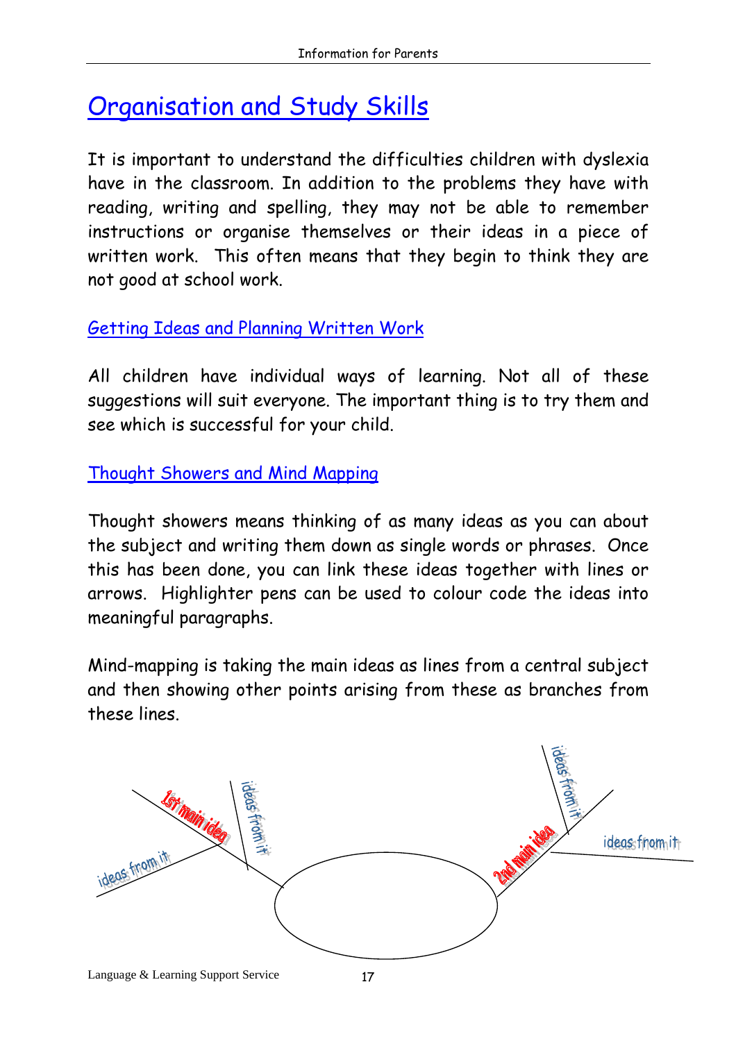# Organisation and Study Skills

It is important to understand the difficulties children with dyslexia have in the classroom. In addition to the problems they have with reading, writing and spelling, they may not be able to remember instructions or organise themselves or their ideas in a piece of written work. This often means that they begin to think they are not good at school work.

## Getting Ideas and Planning Written Work

All children have individual ways of learning. Not all of these suggestions will suit everyone. The important thing is to try them and see which is successful for your child.

## Thought Showers and Mind Mapping

Thought showers means thinking of as many ideas as you can about the subject and writing them down as single words or phrases. Once this has been done, you can link these ideas together with lines or arrows. Highlighter pens can be used to colour code the ideas into meaningful paragraphs.

Mind-mapping is taking the main ideas as lines from a central subject and then showing other points arising from these as branches from these lines.

1st main idea

ideas from it

ideas from it

2nd main idea

ideas from it

ideas from it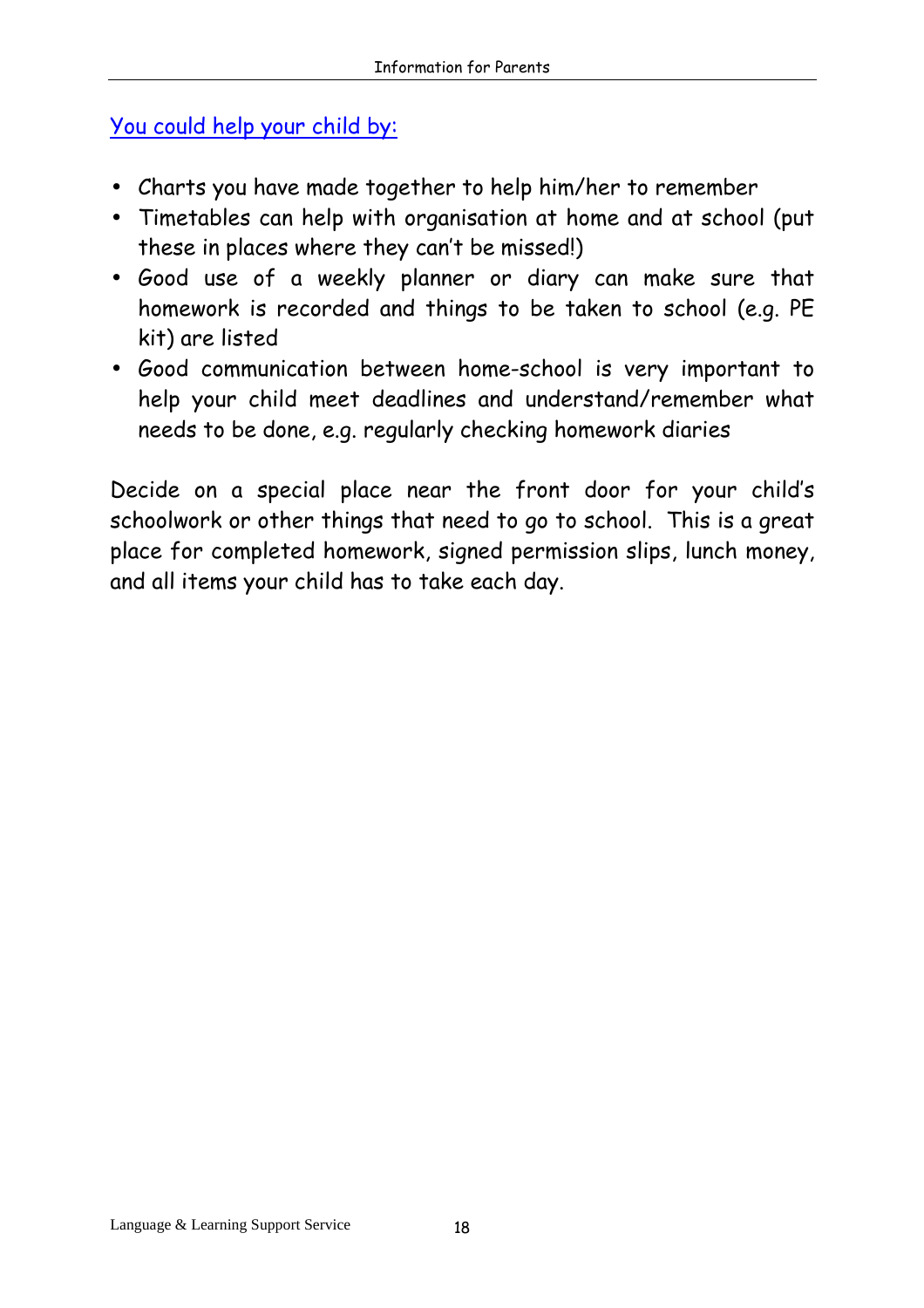You could help your child by:

- Charts you have made together to help him/her to remember
- Timetables can help with organisation at home and at school (put these in places where they can't be missed!)
- Good use of a weekly planner or diary can make sure that homework is recorded and things to be taken to school (e.g. PE kit) are listed
- Good communication between home-school is very important to help your child meet deadlines and understand/remember what needs to be done, e.g. regularly checking homework diaries

Decide on a special place near the front door for your child's schoolwork or other things that need to go to school. This is a great place for completed homework, signed permission slips, lunch money, and all items your child has to take each day.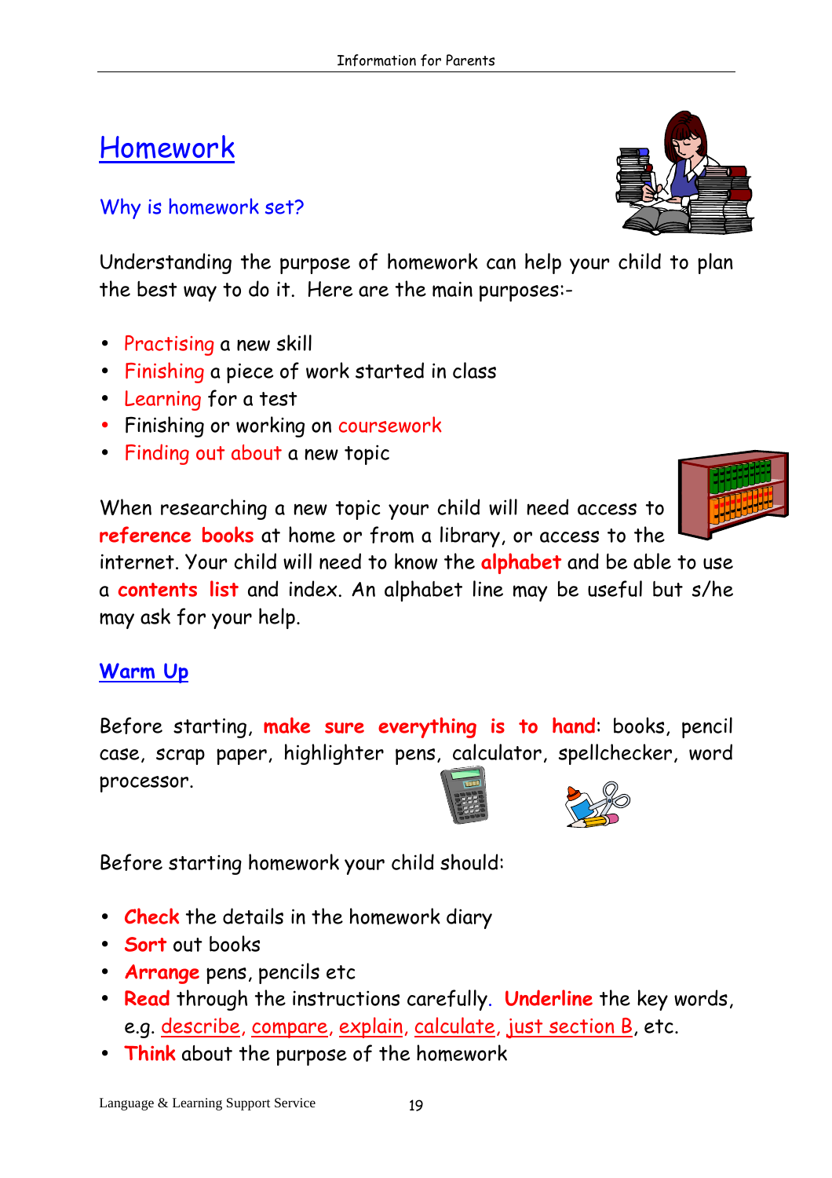# Homework

## Why is homework set?

Understanding the purpose of homework can help your child to plan the best way to do it. Here are the main purposes:-

- Practising a new skill
- Finishing a piece of work started in class
- Learning for a test
- Finishing or working on coursework
- Finding out about a new topic

When researching a new topic your child will need access to **reference books** at home or from a library, or access to the internet. Your child will need to know the **alphabet** and be able to use a **contents list** and index. An alphabet line may be useful but s/he may ask for your help.

## Warm Up

Before starting, **make sure everything is to hand**: books, pencil case, scrap paper, highlighter pens, calculator, spellchecker, word processor.

Before starting homework your child should:

- **Check** the details in the homework diary
- **Sort** out books
- **Arrange** pens, pencils etc
- **Read** through the instructions carefully. **Underline** the key words, e.g. describe, compare, explain, calculate, just section B, etc.
- **Think** about the purpose of the homework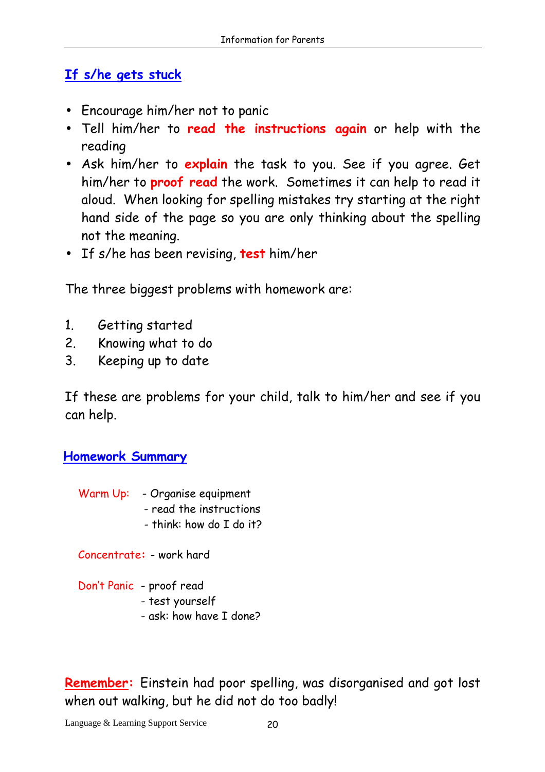## If s/he gets stuck

- Encourage him/her not to panic
- Tell him/her to **read the instructions again** or help with the reading
- Ask him/her to **explain** the task to you. See if you agree. Get him/her to **proof read** the work. Sometimes it can help to read it aloud. When looking for spelling mistakes try starting at the right hand side of the page so you are only thinking about the spelling not the meaning.
- If s/he has been revising, **test** him/her

The three biggest problems with homework are:

1. Getting started
2. Knowing what to do
3. Keeping up to date

If these are problems for your child, talk to him/her and see if you can help.

## Homework Summary

Warm Up:
- Organise equipment
- read the instructions
- think: how do I do it?

Concentrate:
- work hard

Don't Panic
- proof read
- test yourself
- ask: how have I done?

**Remember:** Einstein had poor spelling, was disorganised and got lost when out walking, but he did not do too badly!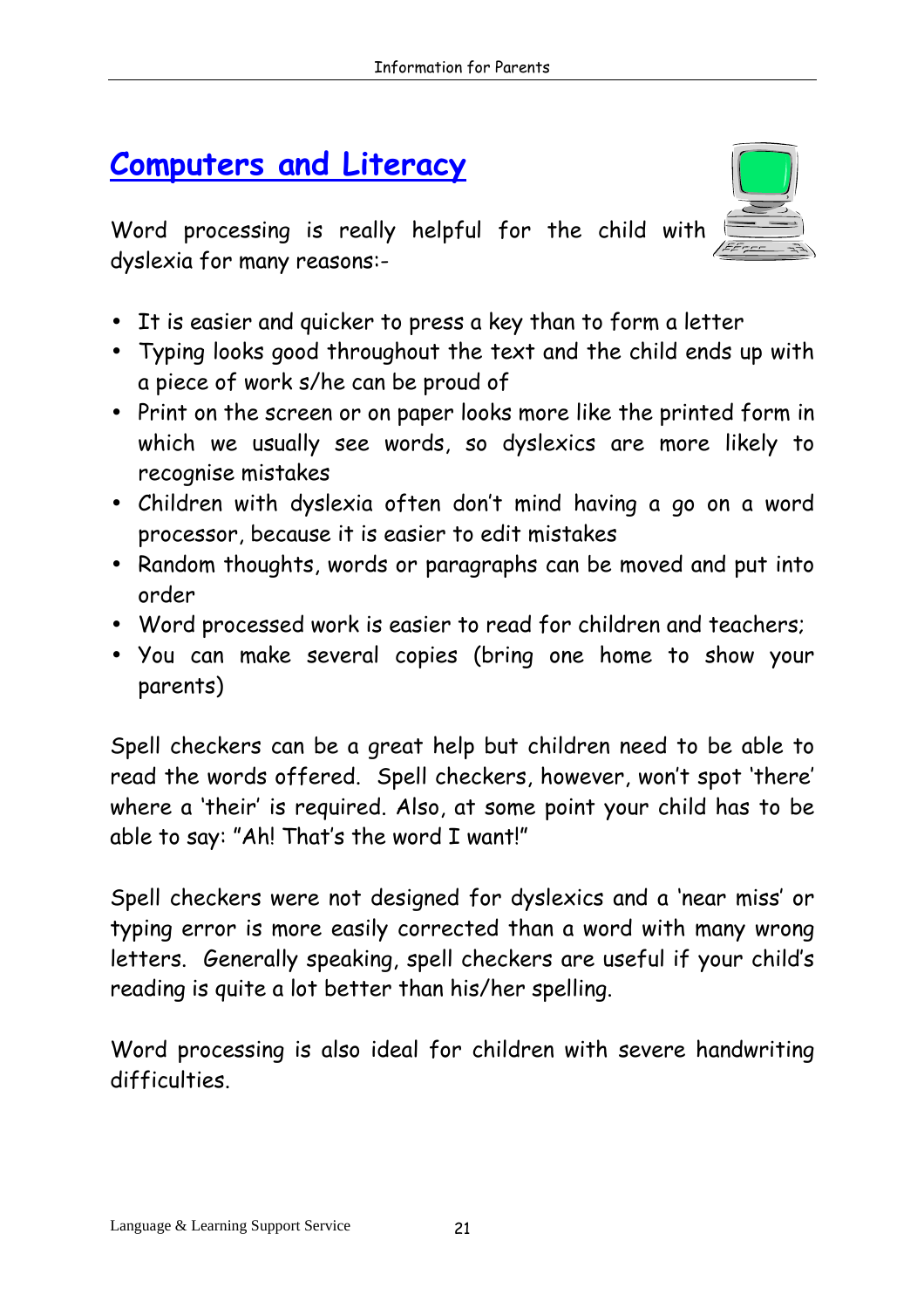# Computers and Literacy

Word processing is really helpful for the child with dyslexia for many reasons:-

- It is easier and quicker to press a key than to form a letter
- Typing looks good throughout the text and the child ends up with a piece of work s/he can be proud of
- Print on the screen or on paper looks more like the printed form in which we usually see words, so dyslexics are more likely to recognise mistakes
- Children with dyslexia often don't mind having a go on a word processor, because it is easier to edit mistakes
- Random thoughts, words or paragraphs can be moved and put into order
- Word processed work is easier to read for children and teachers;
- You can make several copies (bring one home to show your parents)

Spell checkers can be a great help but children need to be able to read the words offered. Spell checkers, however, won't spot 'there' where a 'their' is required. Also, at some point your child has to be able to say: "Ah! That's the word I want!"

Spell checkers were not designed for dyslexics and a 'near miss' or typing error is more easily corrected than a word with many wrong letters. Generally speaking, spell checkers are useful if your child's reading is quite a lot better than his/her spelling.

Word processing is also ideal for children with severe handwriting difficulties.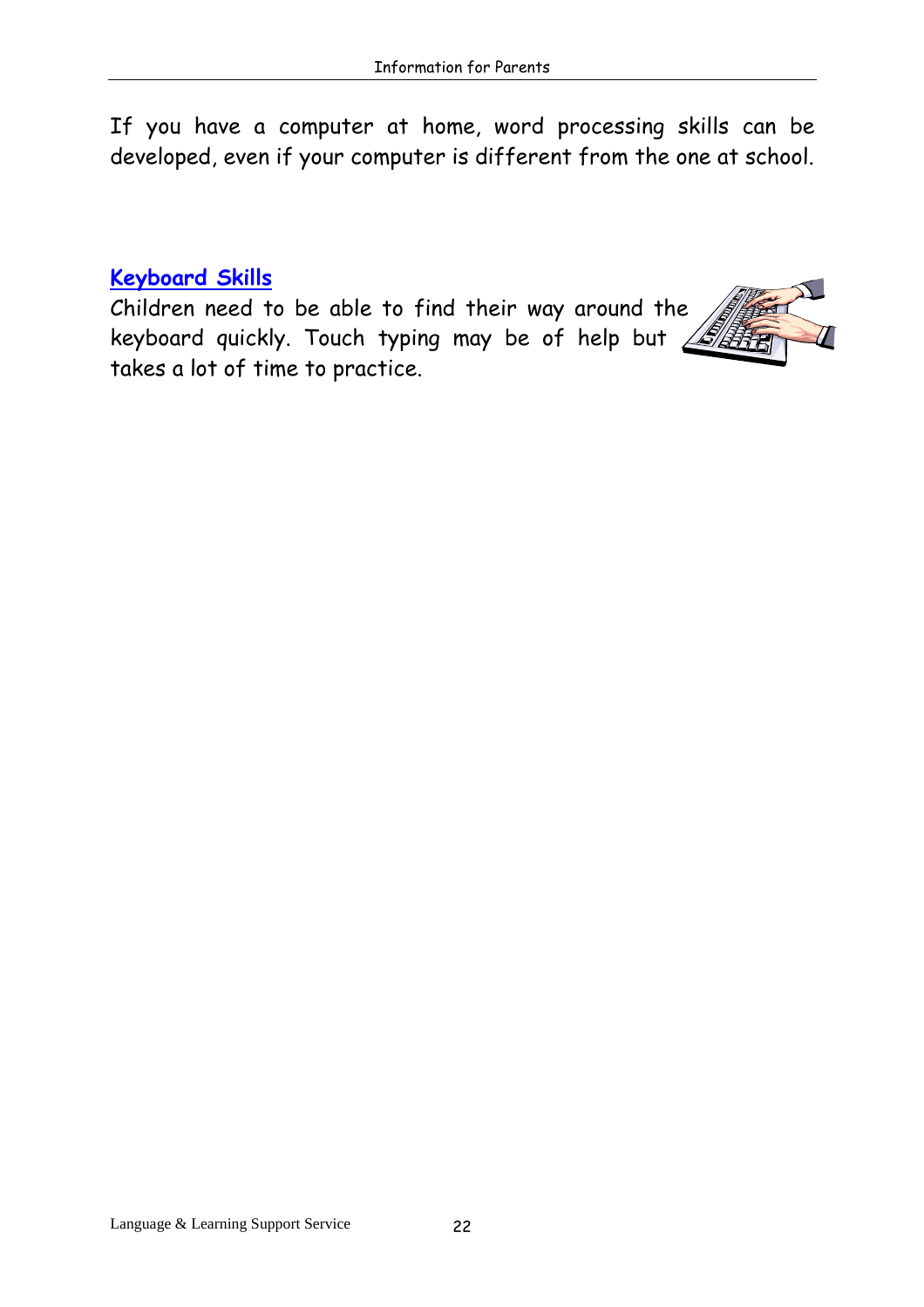If you have a computer at home, word processing skills can be developed, even if your computer is different from the one at school.

## Keyboard Skills

Children need to be able to find their way around the keyboard quickly. Touch typing may be of help but takes a lot of time to practice.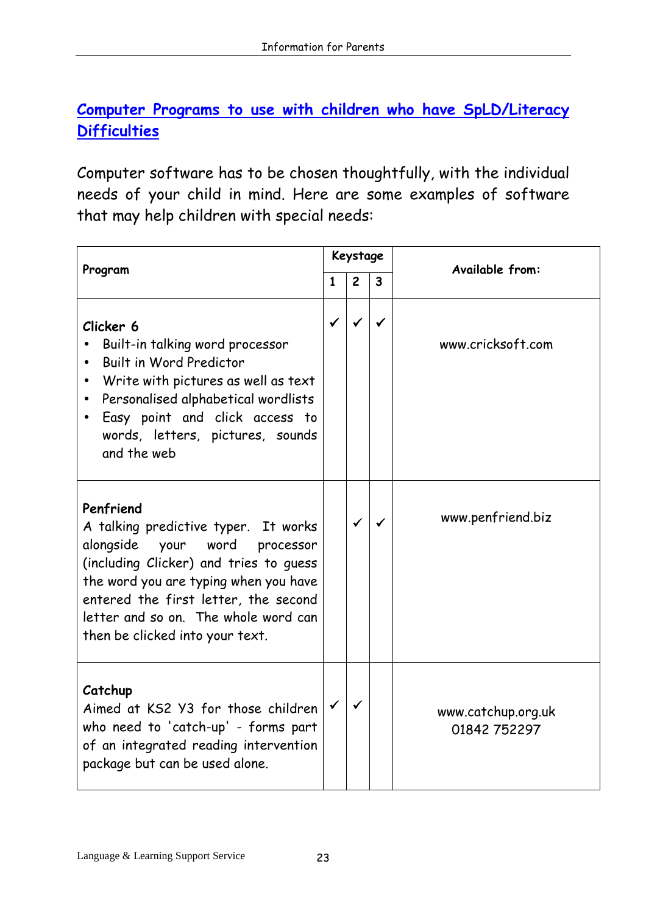## Computer Programs to use with children who have SpLD/Literacy Difficulties

Computer software has to be chosen thoughtfully, with the individual needs of your child in mind. Here are some examples of software that may help children with special needs:

| Program | Keystage | | | Available from: |
|---|---|---|---|---|
| | 1 | 2 | 3 | |
| **Clicker 6**<br>• Built-in talking word processor<br>• Built in Word Predictor<br>• Write with pictures as well as text<br>• Personalised alphabetical wordlists<br>• Easy point and click access to words, letters, pictures, sounds and the web | ✓ | ✓ | ✓ | www.cricksoft.com |
| **Penfriend**<br>A talking predictive typer. It works alongside your word processor (including Clicker) and tries to guess the word you are typing when you have entered the first letter, the second letter and so on. The whole word can then be clicked into your text. | | ✓ | ✓ | www.penfriend.biz |
| **Catchup**<br>Aimed at KS2 Y3 for those children who need to 'catch-up' - forms part of an integrated reading intervention package but can be used alone. | ✓ | ✓ | | www.catchup.org.uk<br>01842 752297 |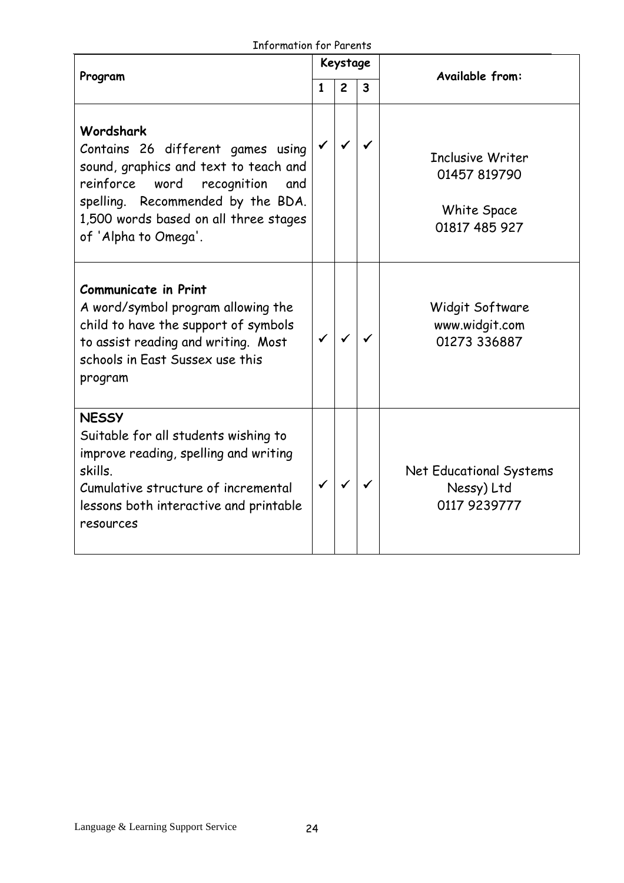| Program | Keystage | | | Available from: |
|---|---|---|---|---|
| | 1 | 2 | 3 | |
| **Wordshark**<br>Contains 26 different games using sound, graphics and text to teach and reinforce word recognition and spelling. Recommended by the BDA. 1,500 words based on all three stages of 'Alpha to Omega'. | ✓ | ✓ | ✓ | Inclusive Writer<br>01457 819790<br><br>White Space<br>01817 485 927 |
| **Communicate in Print**<br>A word/symbol program allowing the child to have the support of symbols to assist reading and writing. Most schools in East Sussex use this program | ✓ | ✓ | ✓ | Widgit Software<br>www.widgit.com<br>01273 336887 |
| **NESSY**<br>Suitable for all students wishing to improve reading, spelling and writing skills.<br>Cumulative structure of incremental lessons both interactive and printable resources | ✓ | ✓ | ✓ | Net Educational Systems<br>Nessy) Ltd<br>0117 9239777 |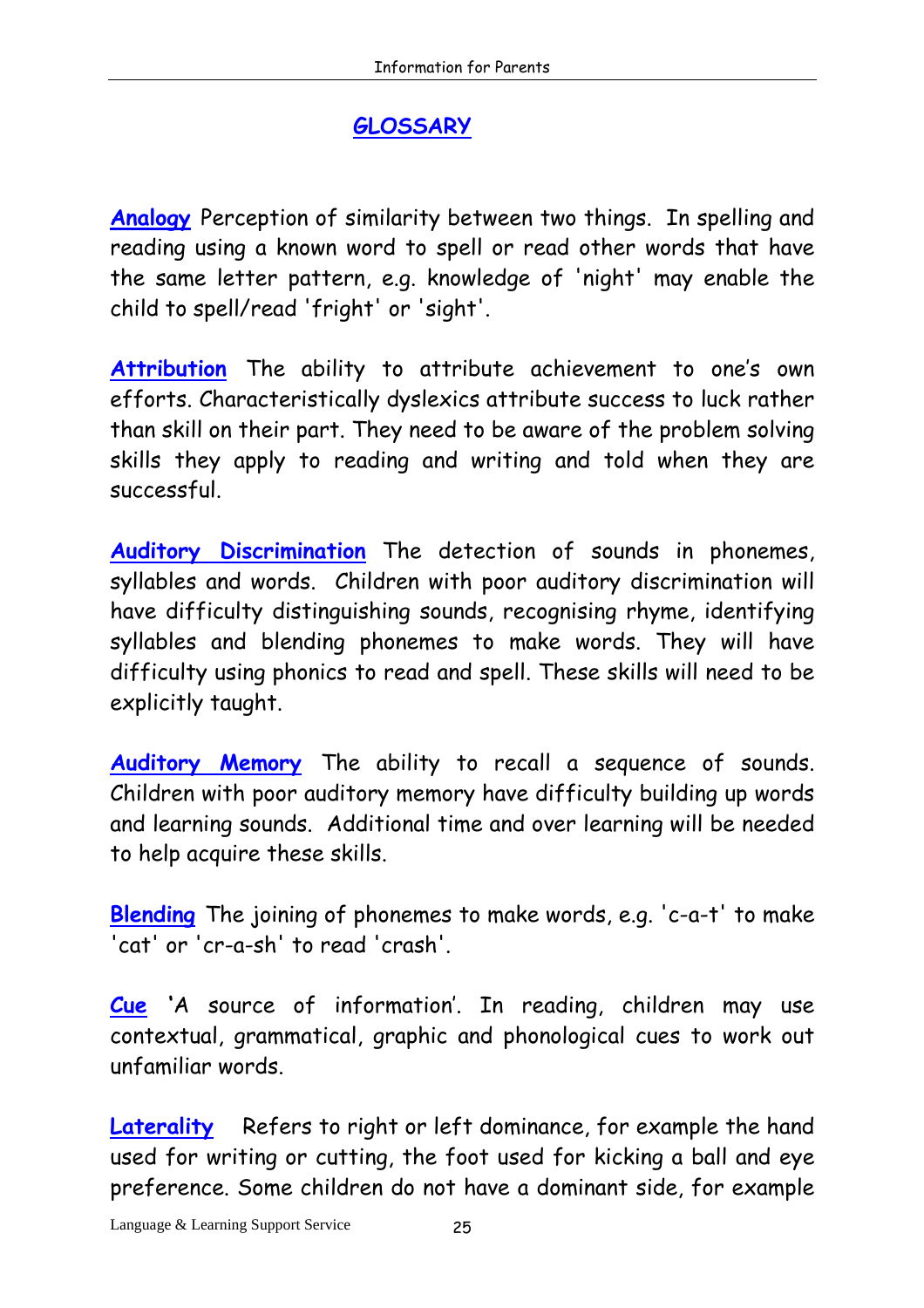## GLOSSARY

**Analogy** Perception of similarity between two things. In spelling and reading using a known word to spell or read other words that have the same letter pattern, e.g. knowledge of 'night' may enable the child to spell/read 'fright' or 'sight'.

**Attribution** The ability to attribute achievement to one's own efforts. Characteristically dyslexics attribute success to luck rather than skill on their part. They need to be aware of the problem solving skills they apply to reading and writing and told when they are successful.

**Auditory Discrimination** The detection of sounds in phonemes, syllables and words. Children with poor auditory discrimination will have difficulty distinguishing sounds, recognising rhyme, identifying syllables and blending phonemes to make words. They will have difficulty using phonics to read and spell. These skills will need to be explicitly taught.

**Auditory Memory** The ability to recall a sequence of sounds. Children with poor auditory memory have difficulty building up words and learning sounds. Additional time and over learning will be needed to help acquire these skills.

**Blending** The joining of phonemes to make words, e.g. 'c-a-t' to make 'cat' or 'cr-a-sh' to read 'crash'.

**Cue** 'A source of information'. In reading, children may use contextual, grammatical, graphic and phonological cues to work out unfamiliar words.

**Laterality** Refers to right or left dominance, for example the hand used for writing or cutting, the foot used for kicking a ball and eye preference. Some children do not have a dominant side, for example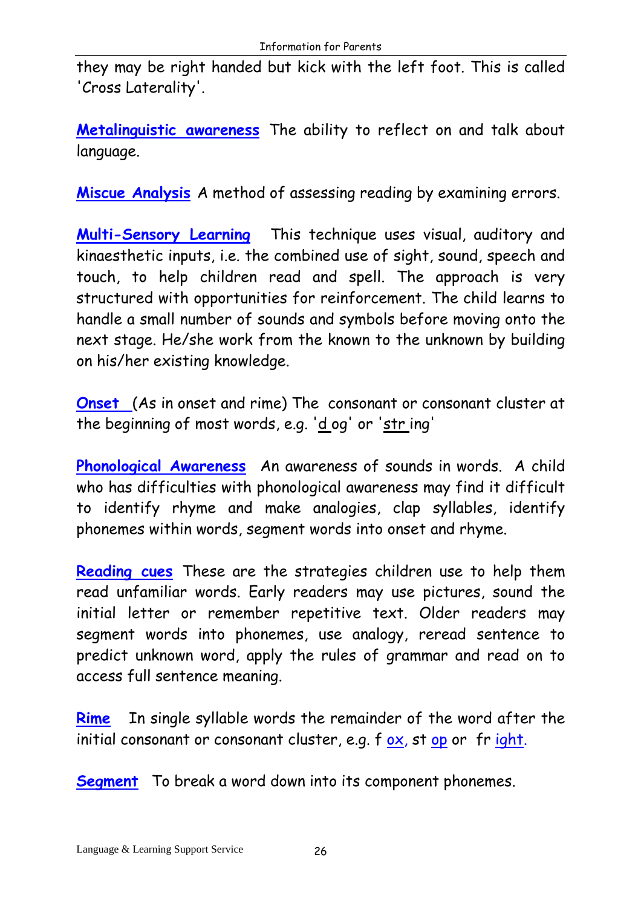they may be right handed but kick with the left foot. This is called 'Cross Laterality'.

**Metalinguistic awareness** The ability to reflect on and talk about language.

**Miscue Analysis** A method of assessing reading by examining errors.

**Multi-Sensory Learning** This technique uses visual, auditory and kinaesthetic inputs, i.e. the combined use of sight, sound, speech and touch, to help children read and spell. The approach is very structured with opportunities for reinforcement. The child learns to handle a small number of sounds and symbols before moving onto the next stage. He/she work from the known to the unknown by building on his/her existing knowledge.

**Onset** (As in onset and rime) The consonant or consonant cluster at the beginning of most words, e.g. 'd og' or 'str ing'

**Phonological Awareness** An awareness of sounds in words. A child who has difficulties with phonological awareness may find it difficult to identify rhyme and make analogies, clap syllables, identify phonemes within words, segment words into onset and rhyme.

**Reading cues** These are the strategies children use to help them read unfamiliar words. Early readers may use pictures, sound the initial letter or remember repetitive text. Older readers may segment words into phonemes, use analogy, reread sentence to predict unknown word, apply the rules of grammar and read on to access full sentence meaning.

**Rime** In single syllable words the remainder of the word after the initial consonant or consonant cluster, e.g. f ox, st op or fr ight.

**Segment** To break a word down into its component phonemes.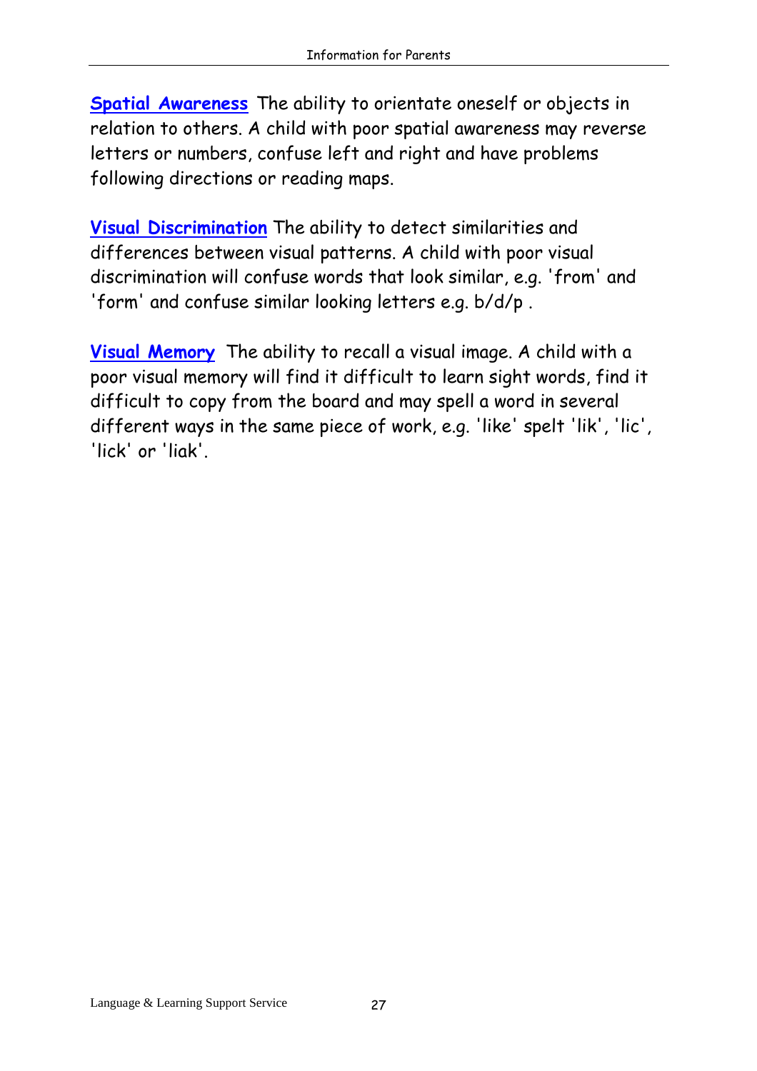**Spatial Awareness** The ability to orientate oneself or objects in relation to others. A child with poor spatial awareness may reverse letters or numbers, confuse left and right and have problems following directions or reading maps.

**Visual Discrimination** The ability to detect similarities and differences between visual patterns. A child with poor visual discrimination will confuse words that look similar, e.g. 'from' and 'form' and confuse similar looking letters e.g. b/d/p .

**Visual Memory** The ability to recall a visual image. A child with a poor visual memory will find it difficult to learn sight words, find it difficult to copy from the board and may spell a word in several different ways in the same piece of work, e.g. 'like' spelt 'lik', 'lic', 'lick' or 'liak'.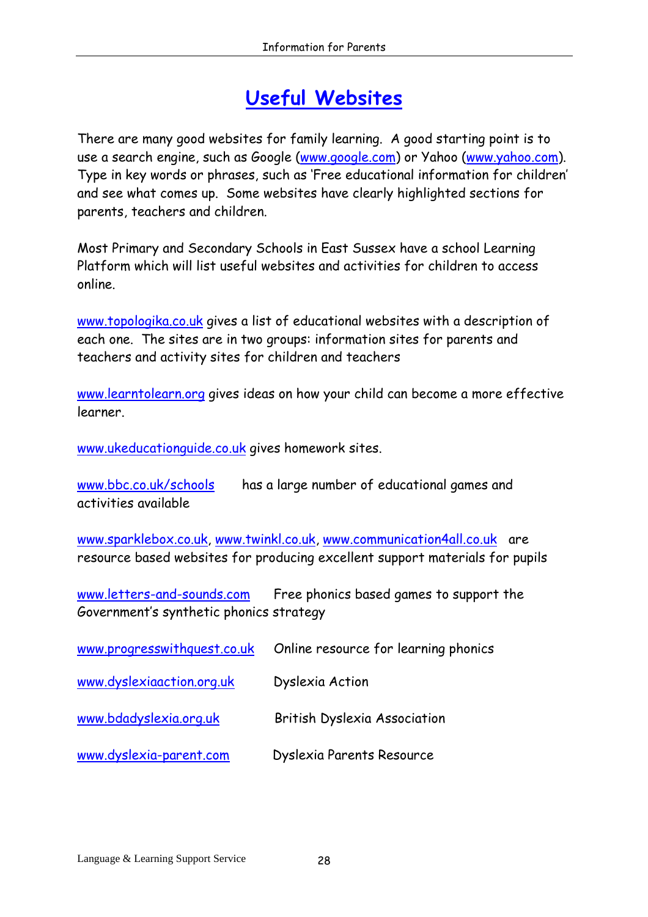# Useful Websites

There are many good websites for family learning. A good starting point is to use a search engine, such as Google (www.google.com) or Yahoo (www.yahoo.com). Type in key words or phrases, such as 'Free educational information for children' and see what comes up. Some websites have clearly highlighted sections for parents, teachers and children.

Most Primary and Secondary Schools in East Sussex have a school Learning Platform which will list useful websites and activities for children to access online.

www.topologika.co.uk gives a list of educational websites with a description of each one. The sites are in two groups: information sites for parents and teachers and activity sites for children and teachers

www.learntolearn.org gives ideas on how your child can become a more effective learner.

www.ukeducationguide.co.uk gives homework sites.

www.bbc.co.uk/schools has a large number of educational games and activities available

www.sparklebox.co.uk, www.twinkl.co.uk, www.communication4all.co.uk are resource based websites for producing excellent support materials for pupils

www.letters-and-sounds.com Free phonics based games to support the Government's synthetic phonics strategy

www.progresswithquest.co.uk Online resource for learning phonics

www.dyslexiaaction.org.uk Dyslexia Action

www.bdadyslexia.org.uk British Dyslexia Association

www.dyslexia-parent.com Dyslexia Parents Resource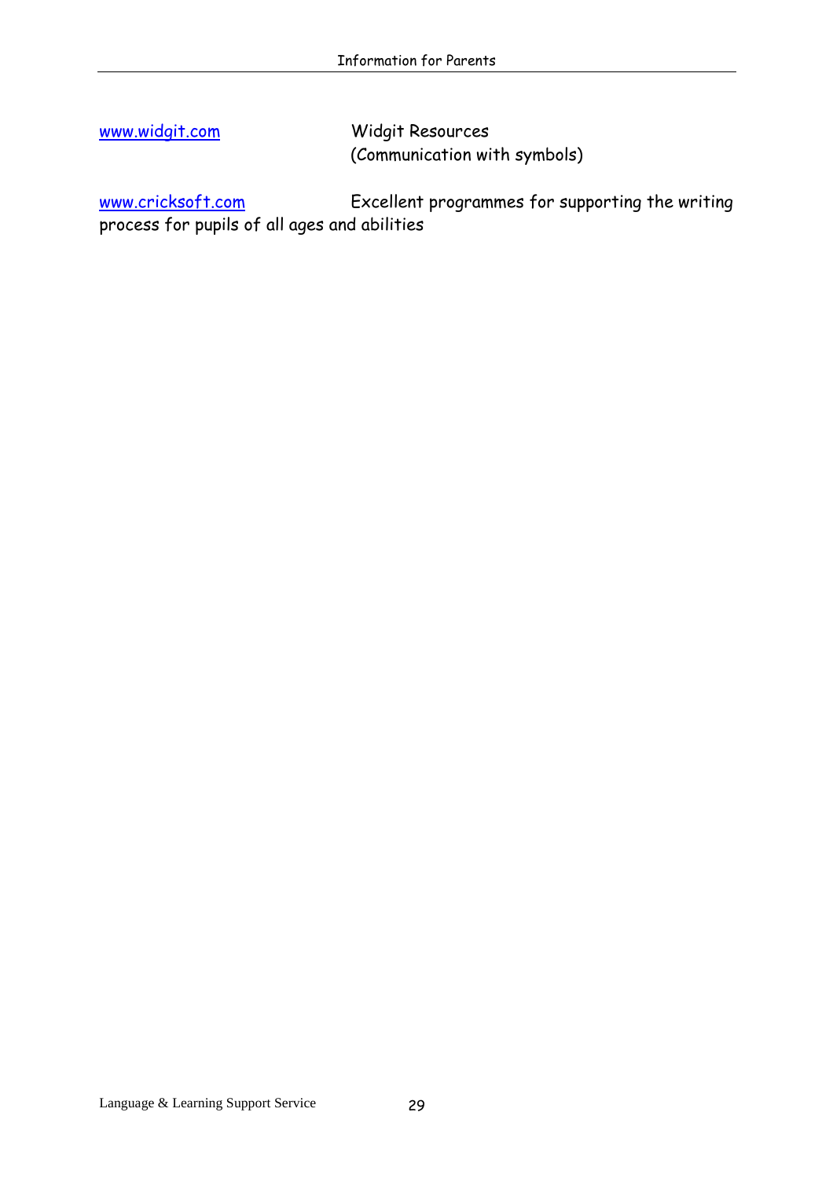www.widgit.com Widgit Resources
(Communication with symbols)

www.cricksoft.com Excellent programmes for supporting the writing process for pupils of all ages and abilities